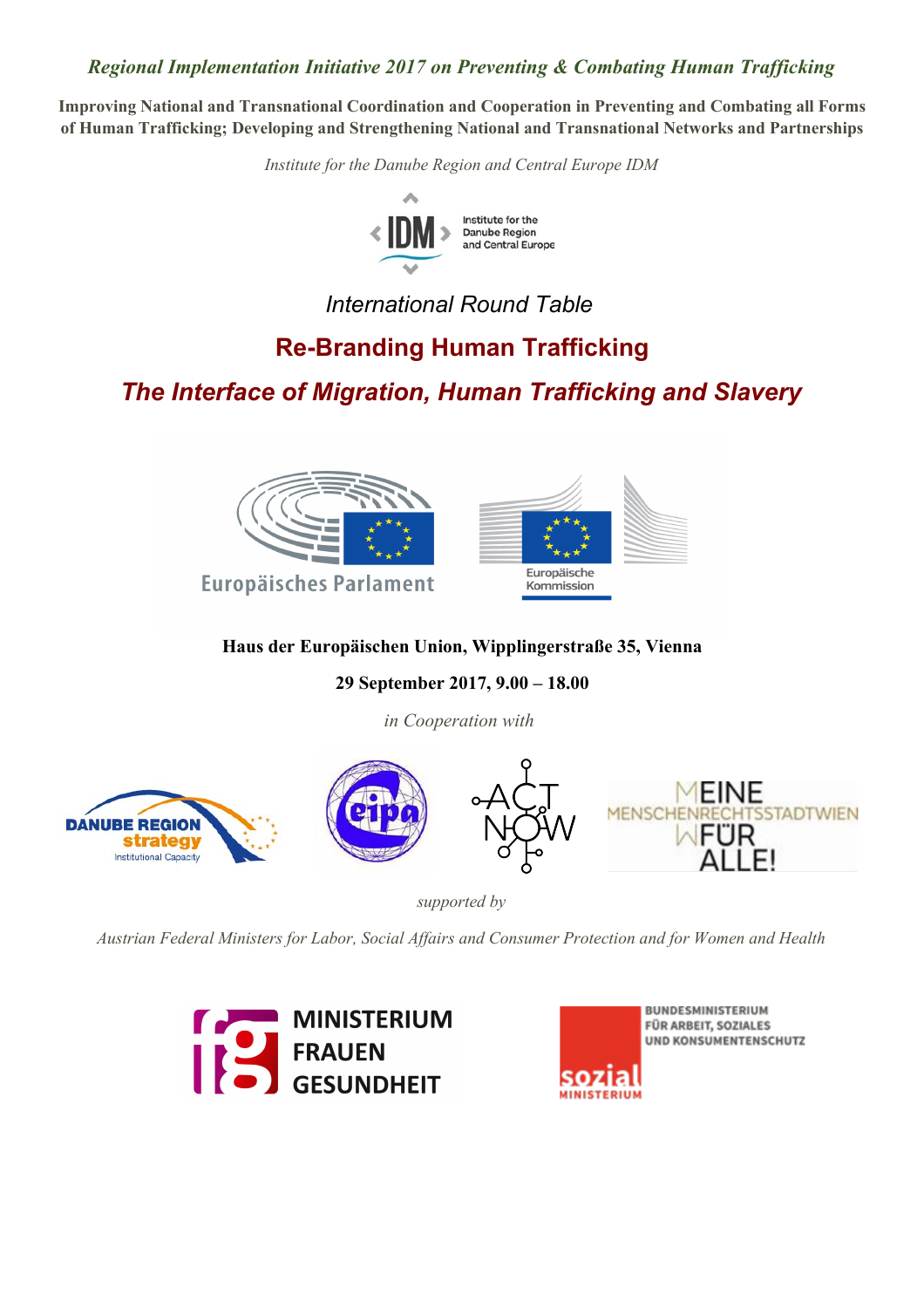*Regional Implementation Initiative 2017 on Preventing & Combating Human Trafficking*

**Improving National and Transnational Coordination and Cooperation in Preventing and Combating all Forms of Human Trafficking; Developing and Strengthening National and Transnational Networks and Partnerships**

*Institute for the Danube Region and Central Europe IDM*

IDM Institute for the Danube Region and Central Europe

*International Round Table*

# Re-Branding Human Trafficking

## *The Interface of Migration, Human Trafficking and Slavery*

Europäisches Parlament

Europäische Kommission

**Haus der Europäischen Union, Wipplingerstraße 35, Vienna**

**29 September 2017, 9.00 – 18.00**

*in Cooperation with*

DANUBE REGION strategy Institutional Capacity

eipa

ACT NOW

MEINE MENSCHENRECHTSSTADTWIEN FÜR ALLE!

*supported by*

*Austrian Federal Ministers for Labor, Social Affairs and Consumer Protection and for Women and Health*

MINISTERIUM FRAUEN GESUNDHEIT

BUNDESMINISTERIUM FÜR ARBEIT, SOZIALES UND KONSUMENTENSCHUTZ

sozial MINISTERIUM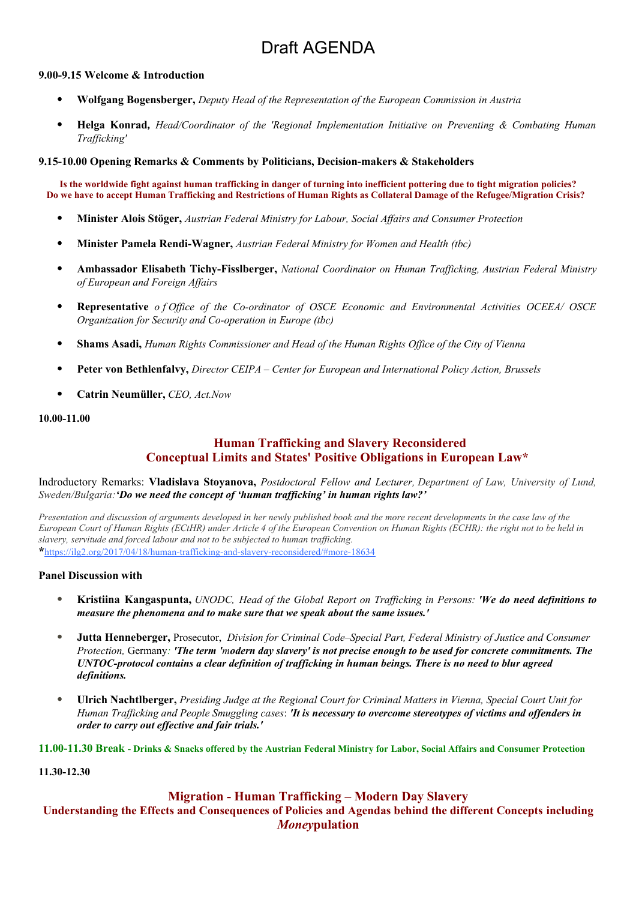# Draft AGENDA

**9.00-9.15 Welcome & Introduction**

- **Wolfgang Bogensberger,** *Deputy Head of the Representation of the European Commission in Austria*
- **Helga Konrad,** *Head/Coordinator of the 'Regional Implementation Initiative on Preventing & Combating Human Trafficking'*

**9.15-10.00 Opening Remarks & Comments by Politicians, Decision-makers & Stakeholders**

**Is the worldwide fight against human trafficking in danger of turning into inefficient pottering due to tight migration policies? Do we have to accept Human Trafficking and Restrictions of Human Rights as Collateral Damage of the Refugee/Migration Crisis?**

- **Minister Alois Stöger,** *Austrian Federal Ministry for Labour, Social Affairs and Consumer Protection*
- **Minister Pamela Rendi-Wagner,** *Austrian Federal Ministry for Women and Health (tbc)*
- **Ambassador Elisabeth Tichy-Fisslberger,** *National Coordinator on Human Trafficking, Austrian Federal Ministry of European and Foreign Affairs*
- **Representative** *o f Office of the Co-ordinator of OSCE Economic and Environmental Activities OCEEA/ OSCE Organization for Security and Co-operation in Europe (tbc)*
- **Shams Asadi,** *Human Rights Commissioner and Head of the Human Rights Office of the City of Vienna*
- **Peter von Bethlenfalvy,** *Director CEIPA – Center for European and International Policy Action, Brussels*
- **Catrin Neumüller,** *CEO, Act.Now*

**10.00-11.00**

## Human Trafficking and Slavery Reconsidered
## Conceptual Limits and States' Positive Obligations in European Law*

Indroductory Remarks: **Vladislava Stoyanova,** *Postdoctoral Fellow and Lecturer, Department of Law, University of Lund, Sweden/Bulgaria:* ***'Do we need the concept of 'human trafficking' in human rights law?'***

*Presentation and discussion of arguments developed in her newly published book and the more recent developments in the case law of the European Court of Human Rights (ECtHR) under Article 4 of the European Convention on Human Rights (ECHR): the right not to be held in slavery, servitude and forced labour and not to be subjected to human trafficking.*
*https://ilg2.org/2017/04/18/human-trafficking-and-slavery-reconsidered/#more-18634

**Panel Discussion with**

- **Kristiina Kangaspunta,** *UNODC, Head of the Global Report on Trafficking in Persons:* ***'We do need definitions to measure the phenomena and to make sure that we speak about the same issues.'***
- **Jutta Henneberger,** Prosecutor, *Division for Criminal Code–Special Part, Federal Ministry of Justice and Consumer Protection,* Germany*:* ***'The term 'modern day slavery' is not precise enough to be used for concrete commitments. The UNTOC-protocol contains a clear definition of trafficking in human beings. There is no need to blur agreed definitions.***
- **Ulrich Nachtlberger,** *Presiding Judge at the Regional Court for Criminal Matters in Vienna, Special Court Unit for Human Trafficking and People Smuggling cases*: ***'It is necessary to overcome stereotypes of victims and offenders in order to carry out effective and fair trials.'***

**11.00-11.30 Break - Drinks & Snacks offered by the Austrian Federal Ministry for Labor, Social Affairs and Consumer Protection**

**11.30-12.30**

## Migration - Human Trafficking – Modern Day Slavery
## Understanding the Effects and Consequences of Policies and Agendas behind the different Concepts including *Money*pulation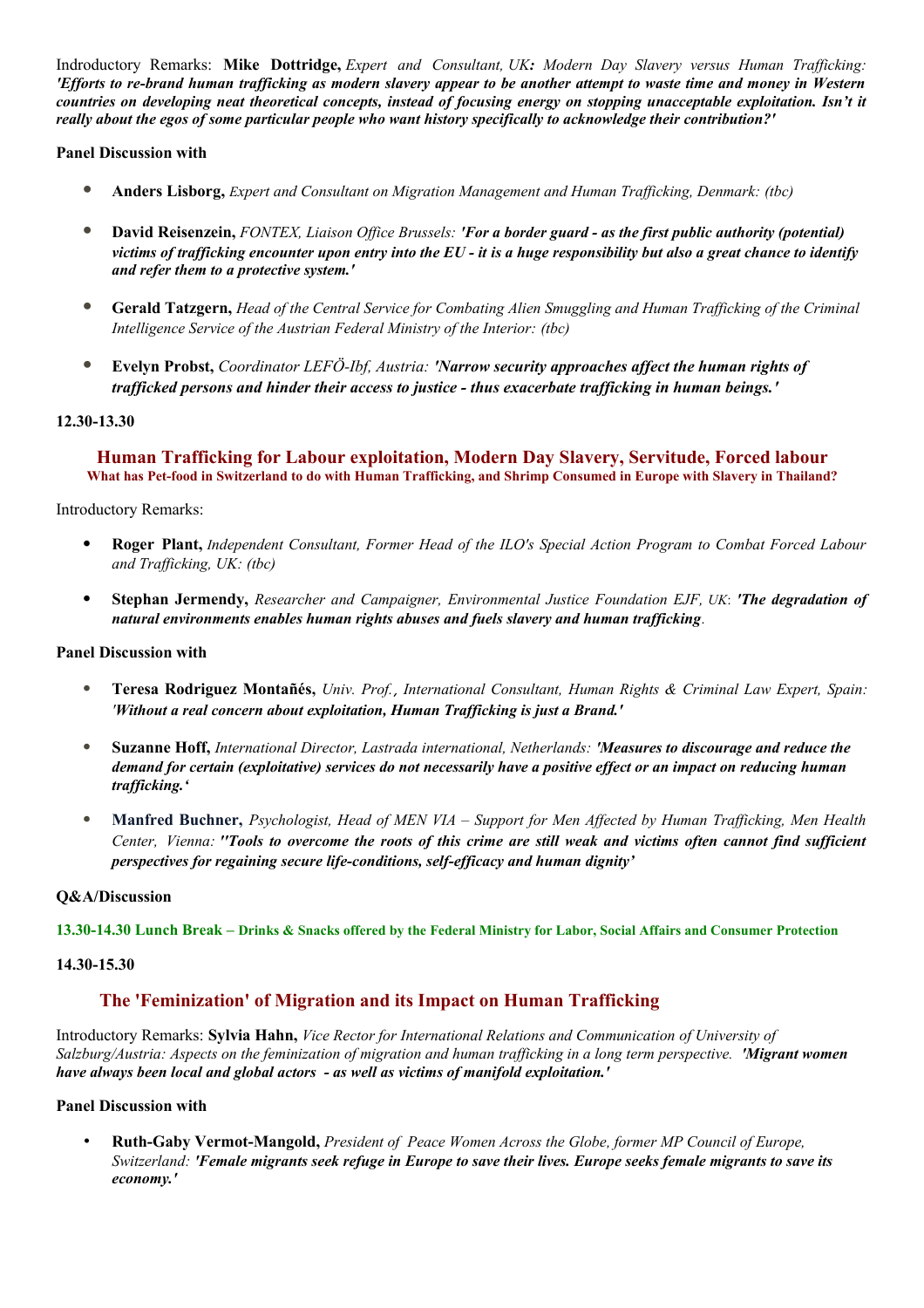Indroductory Remarks: **Mike Dottridge,** *Expert and Consultant, UK**:** Modern Day Slavery versus Human Trafficking:* ***'Efforts to re-brand human trafficking as modern slavery appear to be another attempt to waste time and money in Western countries on developing neat theoretical concepts, instead of focusing energy on stopping unacceptable exploitation. Isn't it really about the egos of some particular people who want history specifically to acknowledge their contribution?'***

**Panel Discussion with**

- **Anders Lisborg,** *Expert and Consultant on Migration Management and Human Trafficking, Denmark: (tbc)*
- **David Reisenzein,** *FONTEX, Liaison Office Brussels:* ***'For a border guard - as the first public authority (potential) victims of trafficking encounter upon entry into the EU - it is a huge responsibility but also a great chance to identify and refer them to a protective system.'***
- **Gerald Tatzgern,** *Head of the Central Service for Combating Alien Smuggling and Human Trafficking of the Criminal Intelligence Service of the Austrian Federal Ministry of the Interior: (tbc)*
- **Evelyn Probst,** *Coordinator LEFÖ-Ibf, Austria:* ***'Narrow security approaches affect the human rights of trafficked persons and hinder their access to justice - thus exacerbate trafficking in human beings.'***

**12.30-13.30**

## Human Trafficking for Labour exploitation, Modern Day Slavery, Servitude, Forced labour

**What has Pet-food in Switzerland to do with Human Trafficking, and Shrimp Consumed in Europe with Slavery in Thailand?**

Introductory Remarks:

- **Roger Plant,** *Independent Consultant, Former Head of the ILO's Special Action Program to Combat Forced Labour and Trafficking, UK: (tbc)*
- **Stephan Jermendy,** *Researcher and Campaigner, Environmental Justice Foundation EJF, UK*: ***'The degradation of natural environments enables human rights abuses and fuels slavery and human trafficking***.

**Panel Discussion with**

- **Teresa Rodriguez Montañés,** *Univ. Prof., International Consultant, Human Rights & Criminal Law Expert, Spain:* ***'Without a real concern about exploitation, Human Trafficking is just a Brand.'***
- **Suzanne Hoff,** *International Director, Lastrada international, Netherlands:* ***'Measures to discourage and reduce the demand for certain (exploitative) services do not necessarily have a positive effect or an impact on reducing human trafficking.'***
- **Manfred Buchner,** *Psychologist, Head of MEN VIA – Support for Men Affected by Human Trafficking, Men Health Center, Vienna:* ***''Tools to overcome the roots of this crime are still weak and victims often cannot find sufficient perspectives for regaining secure life-conditions, self-efficacy and human dignity'***

**Q&A/Discussion**

**13.30-14.30 Lunch Break – Drinks & Snacks offered by the Federal Ministry for Labor, Social Affairs and Consumer Protection**

**14.30-15.30**

## The 'Feminization' of Migration and its Impact on Human Trafficking

Introductory Remarks: **Sylvia Hahn,** *Vice Rector for International Relations and Communication of University of Salzburg/Austria: Aspects on the feminization of migration and human trafficking in a long term perspective.* ***'Migrant women have always been local and global actors - as well as victims of manifold exploitation.'***

**Panel Discussion with**

- **Ruth-Gaby Vermot-Mangold,** *President of Peace Women Across the Globe, former MP Council of Europe, Switzerland:* ***'Female migrants seek refuge in Europe to save their lives. Europe seeks female migrants to save its economy.'***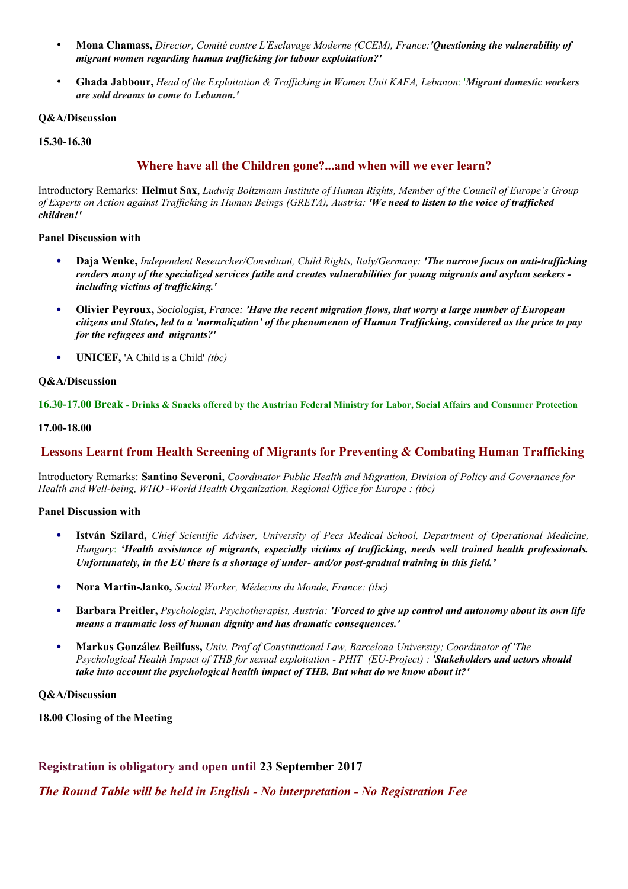- **Mona Chamass,** *Director, Comité contre L'Esclavage Moderne (CCEM), France:* ***'Questioning the vulnerability of migrant women regarding human trafficking for labour exploitation?'***

- **Ghada Jabbour,** *Head of the Exploitation & Trafficking in Women Unit KAFA, Lebanon*: ***'Migrant domestic workers are sold dreams to come to Lebanon.'***

**Q&A/Discussion**

**15.30-16.30**

## Where have all the Children gone?...and when will we ever learn?

Introductory Remarks: **Helmut Sax**, *Ludwig Boltzmann Institute of Human Rights, Member of the Council of Europe's Group of Experts on Action against Trafficking in Human Beings (GRETA), Austria:* ***'We need to listen to the voice of trafficked children!'***

**Panel Discussion with**

- **Daja Wenke,** *Independent Researcher/Consultant, Child Rights, Italy/Germany:* ***'The narrow focus on anti-trafficking renders many of the specialized services futile and creates vulnerabilities for young migrants and asylum seekers - including victims of trafficking.'***

- **Olivier Peyroux,** *Sociologist, France:* ***'Have the recent migration flows, that worry a large number of European citizens and States, led to a 'normalization' of the phenomenon of Human Trafficking, considered as the price to pay for the refugees and migrants?'***

- **UNICEF,** 'A Child is a Child' *(tbc)*

**Q&A/Discussion**

**16.30-17.00 Break - Drinks & Snacks offered by the Austrian Federal Ministry for Labor, Social Affairs and Consumer Protection**

**17.00-18.00**

## Lessons Learnt from Health Screening of Migrants for Preventing & Combating Human Trafficking

Introductory Remarks: **Santino Severoni**, *Coordinator Public Health and Migration, Division of Policy and Governance for Health and Well-being, WHO -World Health Organization, Regional Office for Europe : (tbc)*

**Panel Discussion with**

- **István Szilard,** *Chief Scientific Adviser, University of Pecs Medical School, Department of Operational Medicine, Hungary*: ***'Health assistance of migrants, especially victims of trafficking, needs well trained health professionals. Unfortunately, in the EU there is a shortage of under- and/or post-gradual training in this field.'***

- **Nora Martin-Janko,** *Social Worker, Médecins du Monde, France: (tbc)*

- **Barbara Preitler,** *Psychologist, Psychotherapist, Austria:* ***'Forced to give up control and autonomy about its own life means a traumatic loss of human dignity and has dramatic consequences.'***

- **Markus González Beilfuss,** *Univ. Prof of Constitutional Law, Barcelona University; Coordinator of 'The Psychological Health Impact of THB for sexual exploitation - PHIT (EU-Project) :* ***'Stakeholders and actors should take into account the psychological health impact of THB. But what do we know about it?'***

**Q&A/Discussion**

**18.00 Closing of the Meeting**

**Registration is obligatory and open until 23 September 2017**

***The Round Table will be held in English - No interpretation - No Registration Fee***